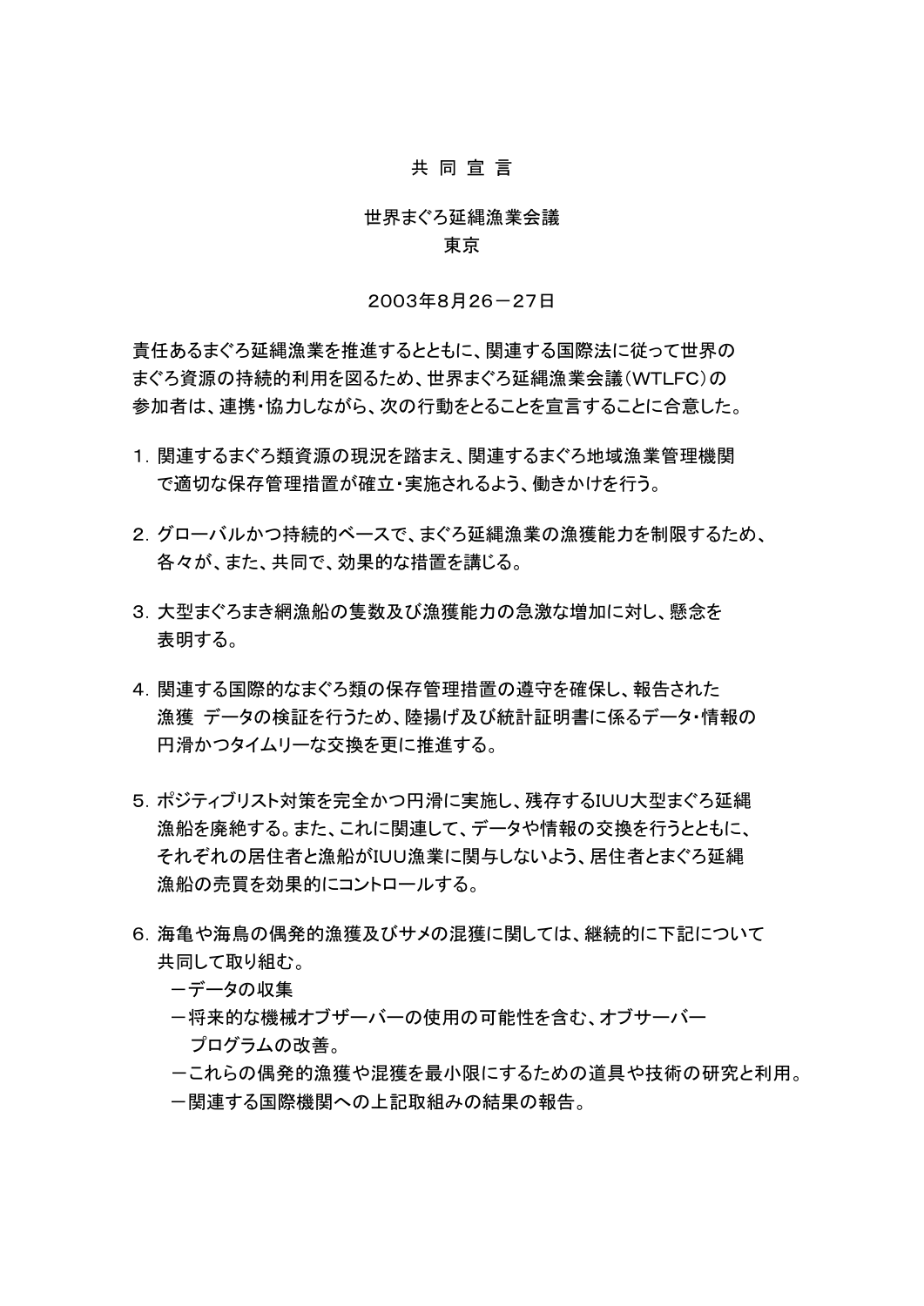# 共 同 宣 言

世界まぐろ延縄漁業会議
東京

２００３年８月２６－２７日

責任あるまぐろ延縄漁業を推進するとともに、関連する国際法に従って世界のまぐろ資源の持続的利用を図るため、世界まぐろ延縄漁業会議（WTLFC）の参加者は、連携・協力しながら、次の行動をとることを宣言することに合意した。

１．関連するまぐろ類資源の現況を踏まえ、関連するまぐろ地域漁業管理機関で適切な保存管理措置が確立・実施されるよう、働きかけを行う。

２．グローバルかつ持続的ベースで、まぐろ延縄漁業の漁獲能力を制限するため、各々が、また、共同で、効果的な措置を講じる。

３．大型まぐろまき網漁船の隻数及び漁獲能力の急激な増加に対し、懸念を表明する。

４．関連する国際的なまぐろ類の保存管理措置の遵守を確保し、報告された漁獲 データの検証を行うため、陸揚げ及び統計証明書に係るデータ・情報の円滑かつタイムリーな交換を更に推進する。

５．ポジティブリスト対策を完全かつ円滑に実施し、残存するIUU大型まぐろ延縄漁船を廃絶する。また、これに関連して、データや情報の交換を行うとともに、それぞれの居住者と漁船がIUU漁業に関与しないよう、居住者とまぐろ延縄漁船の売買を効果的にコントロールする。

６．海亀や海鳥の偶発的漁獲及びサメの混獲に関しては、継続的に下記について共同して取り組む。

－データの収集
－将来的な機械オブザーバーの使用の可能性を含む、オブサーバープログラムの改善。
－これらの偶発的漁獲や混獲を最小限にするための道具や技術の研究と利用。
－関連する国際機関への上記取組みの結果の報告。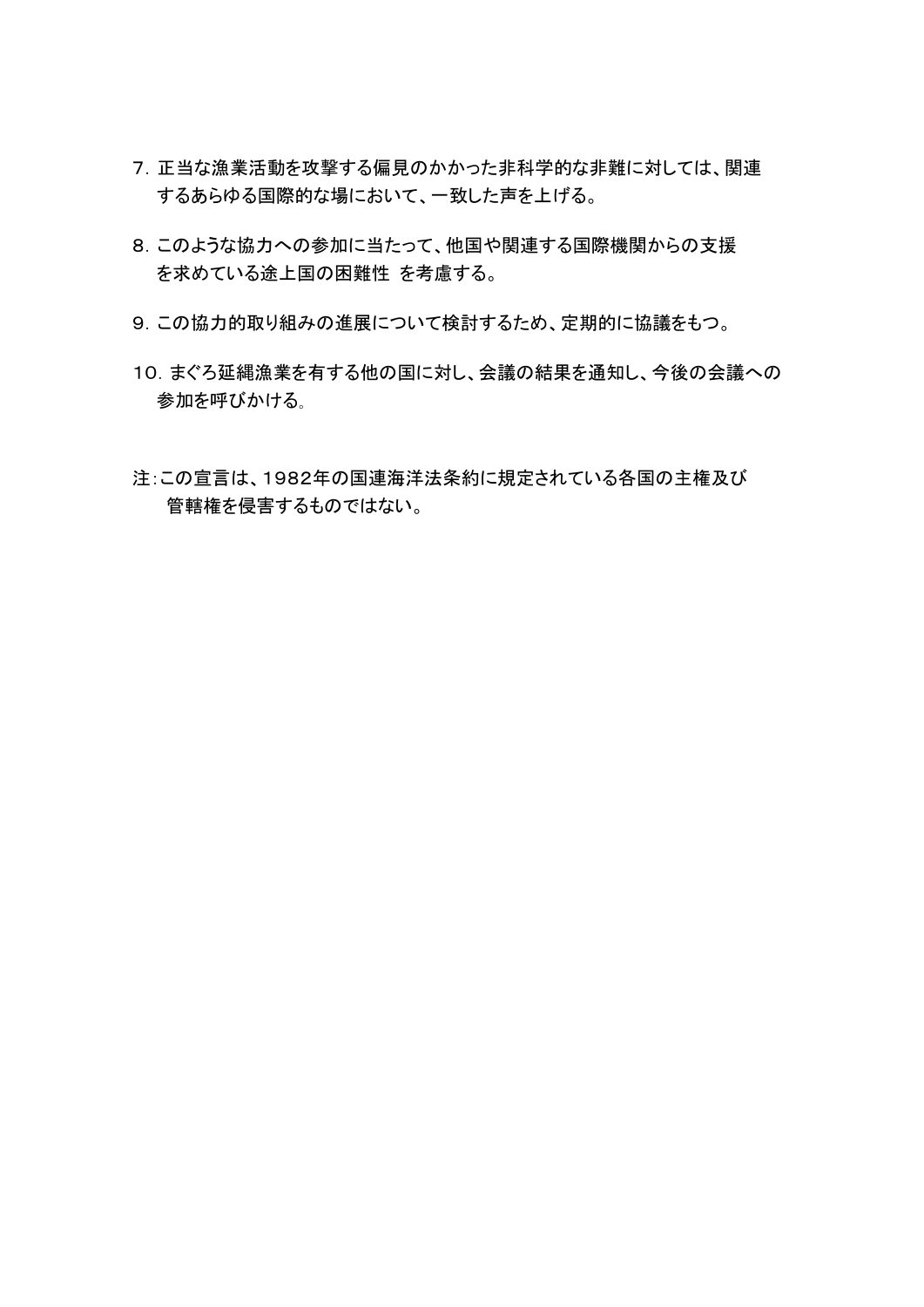7. 正当な漁業活動を攻撃する偏見のかかった非科学的な非難に対しては、関連するあらゆる国際的な場において、一致した声を上げる。

8. このような協力への参加に当たって、他国や関連する国際機関からの支援を求めている途上国の困難性 を考慮する。

9. この協力的取り組みの進展について検討するため、定期的に協議をもつ。

10. まぐろ延縄漁業を有する他の国に対し、会議の結果を通知し、今後の会議への参加を呼びかける。

注：この宣言は、1982年の国連海洋法条約に規定されている各国の主権及び管轄権を侵害するものではない。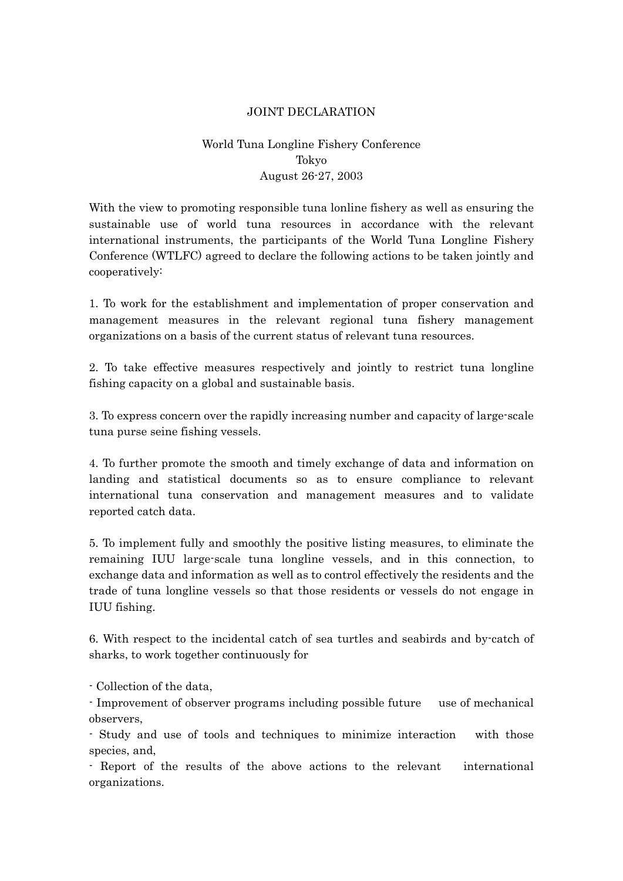# JOINT DECLARATION

World Tuna Longline Fishery Conference
Tokyo
August 26-27, 2003

With the view to promoting responsible tuna lonline fishery as well as ensuring the sustainable use of world tuna resources in accordance with the relevant international instruments, the participants of the World Tuna Longline Fishery Conference (WTLFC) agreed to declare the following actions to be taken jointly and cooperatively:

1. To work for the establishment and implementation of proper conservation and management measures in the relevant regional tuna fishery management organizations on a basis of the current status of relevant tuna resources.

2. To take effective measures respectively and jointly to restrict tuna longline fishing capacity on a global and sustainable basis.

3. To express concern over the rapidly increasing number and capacity of large-scale tuna purse seine fishing vessels.

4. To further promote the smooth and timely exchange of data and information on landing and statistical documents so as to ensure compliance to relevant international tuna conservation and management measures and to validate reported catch data.

5. To implement fully and smoothly the positive listing measures, to eliminate the remaining IUU large-scale tuna longline vessels, and in this connection, to exchange data and information as well as to control effectively the residents and the trade of tuna longline vessels so that those residents or vessels do not engage in IUU fishing.

6. With respect to the incidental catch of sea turtles and seabirds and by-catch of sharks, to work together continuously for

- Collection of the data,
- Improvement of observer programs including possible future use of mechanical observers,
- Study and use of tools and techniques to minimize interaction with those species, and,
- Report of the results of the above actions to the relevant international organizations.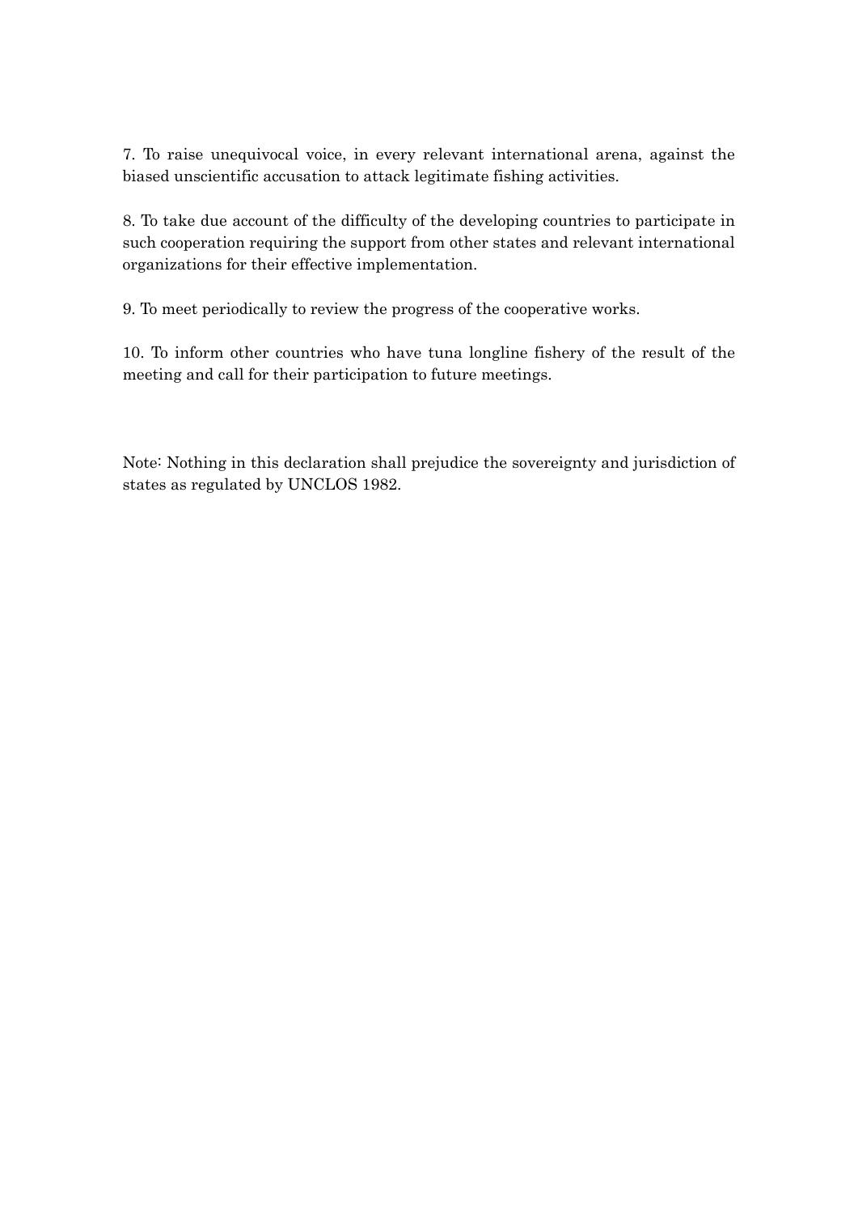7. To raise unequivocal voice, in every relevant international arena, against the biased unscientific accusation to attack legitimate fishing activities.

8. To take due account of the difficulty of the developing countries to participate in such cooperation requiring the support from other states and relevant international organizations for their effective implementation.

9. To meet periodically to review the progress of the cooperative works.

10. To inform other countries who have tuna longline fishery of the result of the meeting and call for their participation to future meetings.

Note: Nothing in this declaration shall prejudice the sovereignty and jurisdiction of states as regulated by UNCLOS 1982.